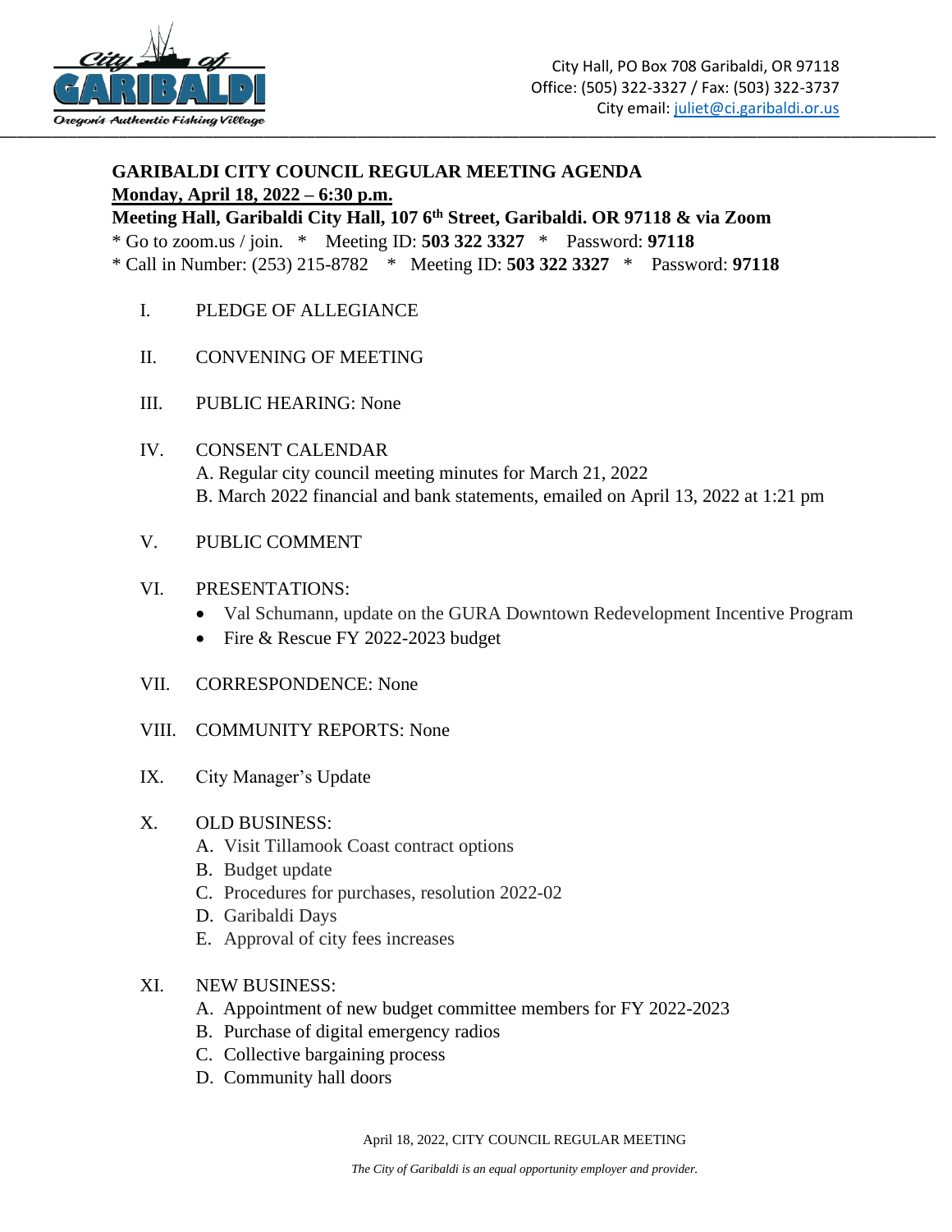City Hall, PO Box 708 Garibaldi, OR 97118
Office: (505) 322-3327 / Fax: (503) 322-3737
City email: juliet@ci.garibaldi.or.us

**GARIBALDI CITY COUNCIL REGULAR MEETING AGENDA**
**Monday, April 18, 2022 – 6:30 p.m.**
**Meeting Hall, Garibaldi City Hall, 107 6th Street, Garibaldi. OR 97118 & via Zoom**
* Go to zoom.us / join. * Meeting ID: **503 322 3327** * Password: **97118**
* Call in Number: (253) 215-8782 * Meeting ID: **503 322 3327** * Password: **97118**

I. PLEDGE OF ALLEGIANCE

II. CONVENING OF MEETING

III. PUBLIC HEARING: None

IV. CONSENT CALENDAR
   A. Regular city council meeting minutes for March 21, 2022
   B. March 2022 financial and bank statements, emailed on April 13, 2022 at 1:21 pm

V. PUBLIC COMMENT

VI. PRESENTATIONS:
   - Val Schumann, update on the GURA Downtown Redevelopment Incentive Program
   - Fire & Rescue FY 2022-2023 budget

VII. CORRESPONDENCE: None

VIII. COMMUNITY REPORTS: None

IX. City Manager's Update

X. OLD BUSINESS:
   A. Visit Tillamook Coast contract options
   B. Budget update
   C. Procedures for purchases, resolution 2022-02
   D. Garibaldi Days
   E. Approval of city fees increases

XI. NEW BUSINESS:
   A. Appointment of new budget committee members for FY 2022-2023
   B. Purchase of digital emergency radios
   C. Collective bargaining process
   D. Community hall doors

*The City of Garibaldi is an equal opportunity employer and provider.*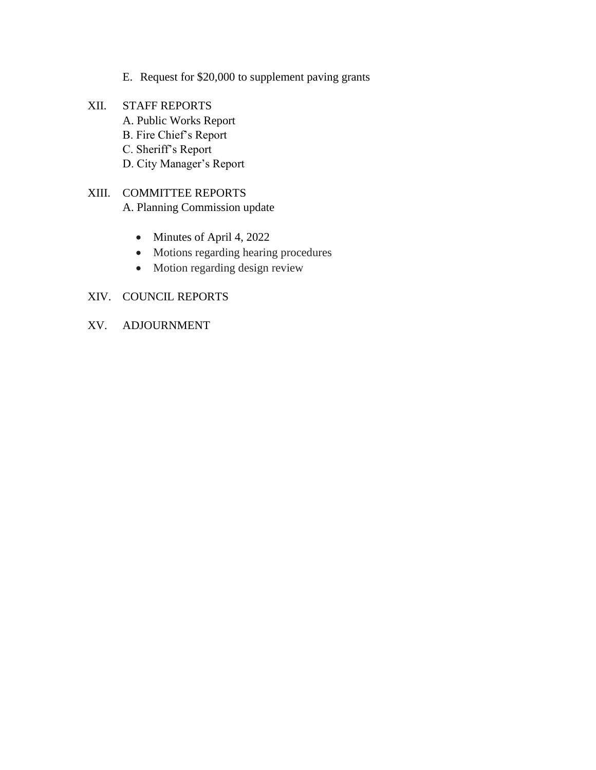E. Request for $20,000 to supplement paving grants

XII. STAFF REPORTS

A. Public Works Report
B. Fire Chief's Report
C. Sheriff's Report
D. City Manager's Report

XIII. COMMITTEE REPORTS

A. Planning Commission update

- Minutes of April 4, 2022
- Motions regarding hearing procedures
- Motion regarding design review

XIV. COUNCIL REPORTS

XV. ADJOURNMENT